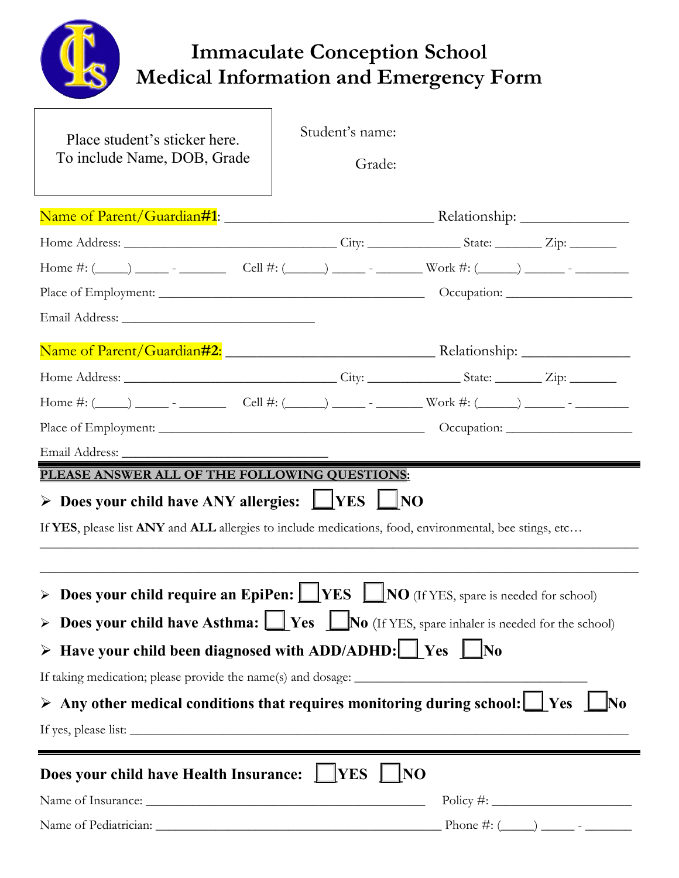# Immaculate Conception School
# Medical Information and Emergency Form

Place student's sticker here.
To include Name, DOB, Grade

Student's name:

Grade:

Name of Parent/Guardian**#1**: ___________________________ Relationship: _______________

Home Address: _______________________________ City: ______________ State: _______ Zip: _______

Home #: (_____) _____ - _______ Cell #: (______) _____ - _______ Work #: (______) ______ - ________

Place of Employment: _______________________________________ Occupation: ___________________

Email Address: ____________________________

Name of Parent/Guardian**#2**: ___________________________ Relationship: _______________

Home Address: _______________________________ City: ______________ State: _______ Zip: _______

Home #: (_____) _____ - _______ Cell #: (______) _____ - _______ Work #: (______) ______ - ________

Place of Employment: _______________________________________ Occupation: ___________________

Email Address: ______________________________

**PLEASE ANSWER ALL OF THE FOLLOWING QUESTIONS:**

- **Does your child have ANY allergies:** ☐ **YES** ☐ **NO**

If **YES**, please list **ANY** and **ALL** allergies to include medications, food, environmental, bee stings, etc…

_____________________________________________________________________________________

_____________________________________________________________________________________

- **Does your child require an EpiPen:** ☐ **YES** ☐ **NO** (If YES, spare is needed for school)
- **Does your child have Asthma:** ☐ **Yes** ☐ **No** (If YES, spare inhaler is needed for the school)
- **Have your child been diagnosed with ADD/ADHD:** ☐ **Yes** ☐ **No**

If taking medication; please provide the name(s) and dosage: ___________________________________

- **Any other medical conditions that requires monitoring during school:** ☐ **Yes** ☐ **No**

If yes, please list: _________________________________________________________________________

**Does your child have Health Insurance:** ☐ **YES** ☐ **NO**

Name of Insurance: _________________________________________ Policy #: _____________________

Name of Pediatrician: _________________________________________ Phone #: (_____) _____ - _______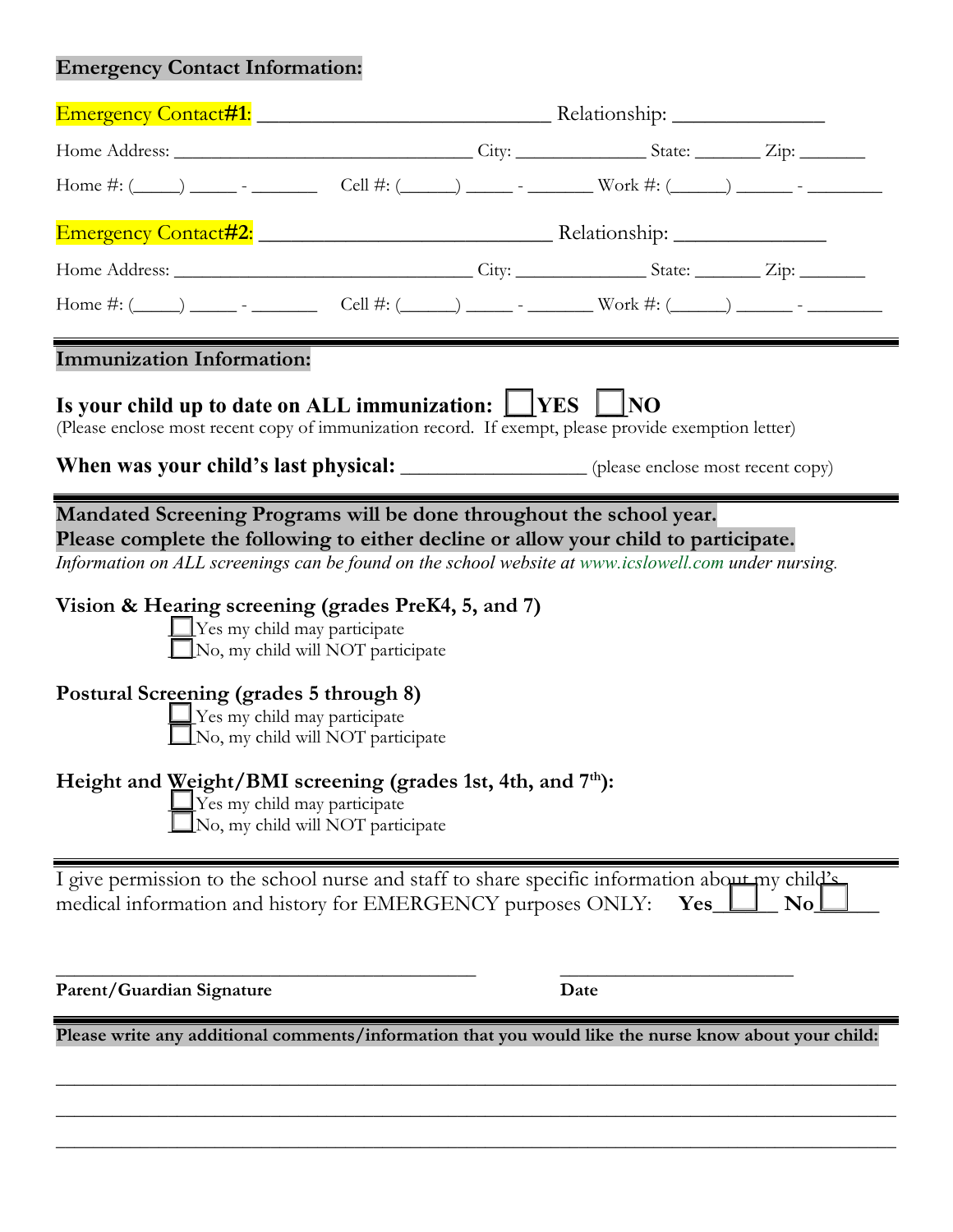## Emergency Contact Information:

Emergency Contact#1: ___________________________ Relationship: ______________

Home Address: ________________________________ City: ______________ State: _______ Zip: _______

Home #: (_____) _____ - _______ Cell #: (______) _____ - _______ Work #: (______) ______ - ________

Emergency Contact#2: ___________________________ Relationship: ______________

Home Address: ________________________________ City: ______________ State: _______ Zip: _______

Home #: (_____) _____ - _______ Cell #: (______) _____ - _______ Work #: (______) ______ - ________

---

## Immunization Information:

**Is your child up to date on ALL immunization:** ☐ **YES** ☐ **NO**

(Please enclose most recent copy of immunization record. If exempt, please provide exemption letter)

**When was your child's last physical:** _________________ (please enclose most recent copy)

---

**Mandated Screening Programs will be done throughout the school year.**
**Please complete the following to either decline or allow your child to participate.**

*Information on ALL screenings can be found on the school website at www.icslowell.com under nursing.*

**Vision & Hearing screening (grades PreK4, 5, and 7)**

☐ Yes my child may participate
☐ No, my child will NOT participate

**Postural Screening (grades 5 through 8)**

☐ Yes my child may participate
☐ No, my child will NOT participate

**Height and Weight/BMI screening (grades 1st, 4th, and 7th):**

☐ Yes my child may participate
☐ No, my child will NOT participate

---

I give permission to the school nurse and staff to share specific information about my child's medical information and history for EMERGENCY purposes ONLY: **Yes** ☐ **No** ☐

_________________________________________ _______________________

**Parent/Guardian Signature** **Date**

---

**Please write any additional comments/information that you would like the nurse know about your child:**

_______________________________________________________________________________

_______________________________________________________________________________

_______________________________________________________________________________